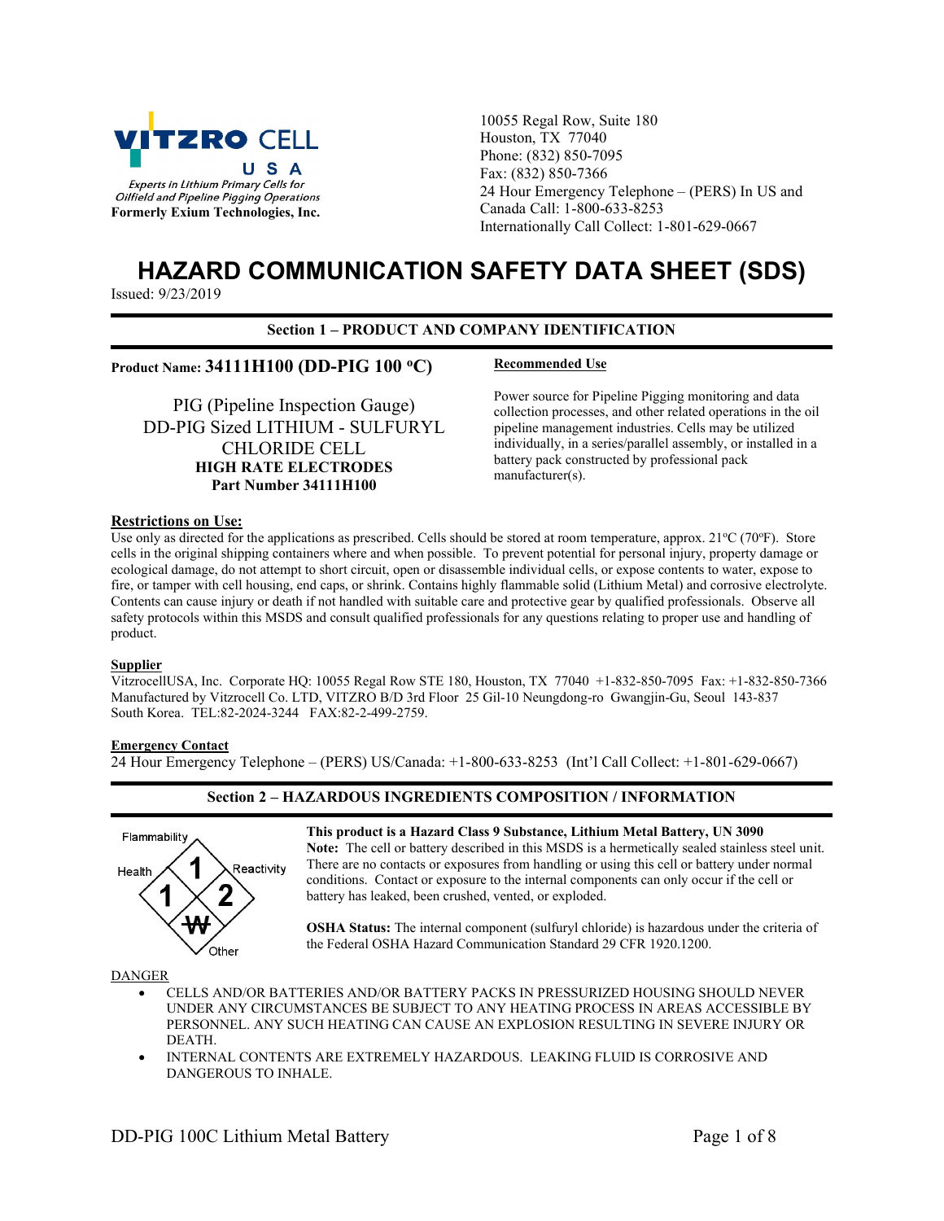VITZRO CELL USA

*Experts in Lithium Primary Cells for Oilfield and Pipeline Pigging Operations*

**Formerly Exium Technologies, Inc.**

10055 Regal Row, Suite 180
Houston, TX 77040
Phone: (832) 850-7095
Fax: (832) 850-7366
24 Hour Emergency Telephone – (PERS) In US and Canada Call: 1-800-633-8253
Internationally Call Collect: 1-801-629-0667

# HAZARD COMMUNICATION SAFETY DATA SHEET (SDS)

Issued: 9/23/2019

## Section 1 – PRODUCT AND COMPANY IDENTIFICATION

**Product Name: 34111H100 (DD-PIG 100 ºC)**

PIG (Pipeline Inspection Gauge)
DD-PIG Sized LITHIUM - SULFURYL CHLORIDE CELL
**HIGH RATE ELECTRODES**
**Part Number 34111H100**

**Recommended Use**

Power source for Pipeline Pigging monitoring and data collection processes, and other related operations in the oil pipeline management industries. Cells may be utilized individually, in a series/parallel assembly, or installed in a battery pack constructed by professional pack manufacturer(s).

**Restrictions on Use:**

Use only as directed for the applications as prescribed. Cells should be stored at room temperature, approx. 21ºC (70ºF). Store cells in the original shipping containers where and when possible. To prevent potential for personal injury, property damage or ecological damage, do not attempt to short circuit, open or disassemble individual cells, or expose contents to water, expose to fire, or tamper with cell housing, end caps, or shrink. Contains highly flammable solid (Lithium Metal) and corrosive electrolyte. Contents can cause injury or death if not handled with suitable care and protective gear by qualified professionals. Observe all safety protocols within this MSDS and consult qualified professionals for any questions relating to proper use and handling of product.

**Supplier**

VitzrocellUSA, Inc. Corporate HQ: 10055 Regal Row STE 180, Houston, TX 77040 +1-832-850-7095 Fax: +1-832-850-7366
Manufactured by Vitzrocell Co. LTD, VITZRO B/D 3rd Floor 25 Gil-10 Neungdong-ro Gwangjin-Gu, Seoul 143-837 South Korea. TEL:82-2024-3244 FAX:82-2-499-2759.

**Emergency Contact**

24 Hour Emergency Telephone – (PERS) US/Canada: +1-800-633-8253 (Int'l Call Collect: +1-801-629-0667)

## Section 2 – HAZARDOUS INGREDIENTS COMPOSITION / INFORMATION

Flammability: 1
Health: 1
Reactivity: 2
Other: W

**This product is a Hazard Class 9 Substance, Lithium Metal Battery, UN 3090**

**Note:** The cell or battery described in this MSDS is a hermetically sealed stainless steel unit. There are no contacts or exposures from handling or using this cell or battery under normal conditions. Contact or exposure to the internal components can only occur if the cell or battery has leaked, been crushed, vented, or exploded.

**OSHA Status:** The internal component (sulfuryl chloride) is hazardous under the criteria of the Federal OSHA Hazard Communication Standard 29 CFR 1920.1200.

DANGER

- CELLS AND/OR BATTERIES AND/OR BATTERY PACKS IN PRESSURIZED HOUSING SHOULD NEVER UNDER ANY CIRCUMSTANCES BE SUBJECT TO ANY HEATING PROCESS IN AREAS ACCESSIBLE BY PERSONNEL. ANY SUCH HEATING CAN CAUSE AN EXPLOSION RESULTING IN SEVERE INJURY OR DEATH.
- INTERNAL CONTENTS ARE EXTREMELY HAZARDOUS. LEAKING FLUID IS CORROSIVE AND DANGEROUS TO INHALE.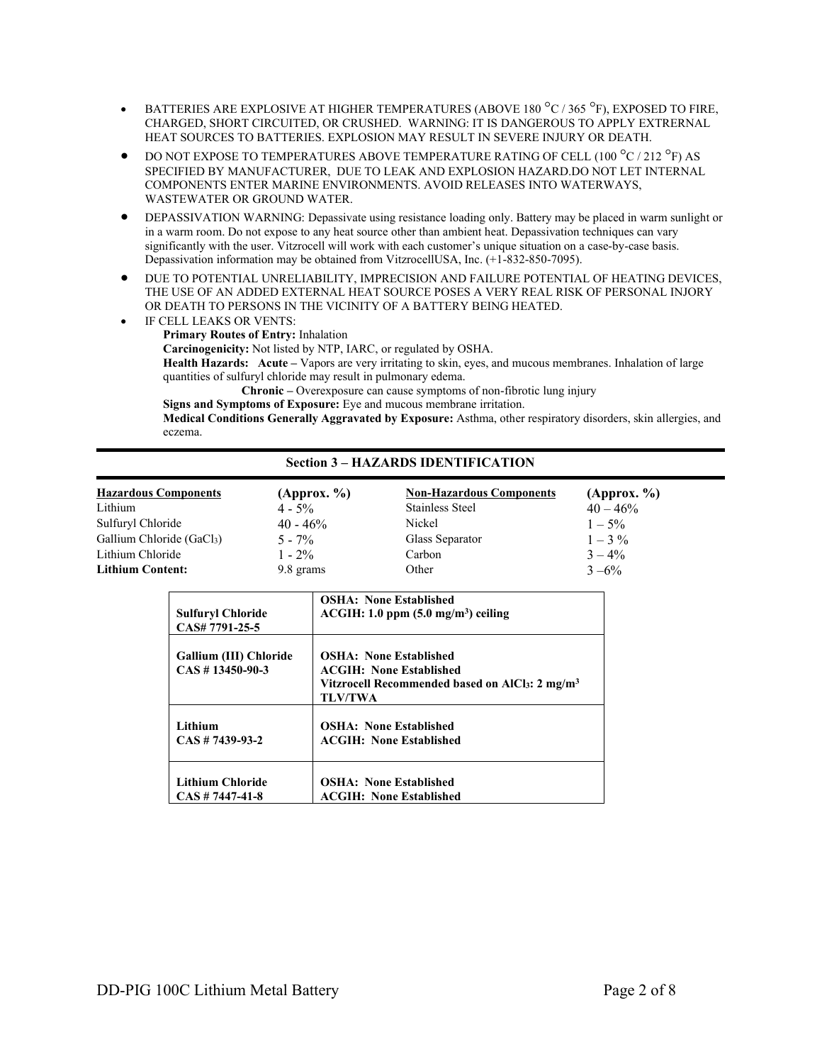- BATTERIES ARE EXPLOSIVE AT HIGHER TEMPERATURES (ABOVE 180 °C / 365 °F), EXPOSED TO FIRE, CHARGED, SHORT CIRCUITED, OR CRUSHED. WARNING: IT IS DANGEROUS TO APPLY EXTRERNAL HEAT SOURCES TO BATTERIES. EXPLOSION MAY RESULT IN SEVERE INJURY OR DEATH.
- DO NOT EXPOSE TO TEMPERATURES ABOVE TEMPERATURE RATING OF CELL (100 °C / 212 °F) AS SPECIFIED BY MANUFACTURER, DUE TO LEAK AND EXPLOSION HAZARD.DO NOT LET INTERNAL COMPONENTS ENTER MARINE ENVIRONMENTS. AVOID RELEASES INTO WATERWAYS, WASTEWATER OR GROUND WATER.
- DEPASSIVATION WARNING: Depassivate using resistance loading only. Battery may be placed in warm sunlight or in a warm room. Do not expose to any heat source other than ambient heat. Depassivation techniques can vary significantly with the user. Vitzrocell will work with each customer's unique situation on a case-by-case basis. Depassivation information may be obtained from VitzrocellUSA, Inc. (+1-832-850-7095).
- DUE TO POTENTIAL UNRELIABILITY, IMPRECISION AND FAILURE POTENTIAL OF HEATING DEVICES, THE USE OF AN ADDED EXTERNAL HEAT SOURCE POSES A VERY REAL RISK OF PERSONAL INJURY OR DEATH TO PERSONS IN THE VICINITY OF A BATTERY BEING HEATED.
- IF CELL LEAKS OR VENTS:

  **Primary Routes of Entry:** Inhalation

  **Carcinogenicity:** Not listed by NTP, IARC, or regulated by OSHA.

  **Health Hazards:** **Acute –** Vapors are very irritating to skin, eyes, and mucous membranes. Inhalation of large quantities of sulfuryl chloride may result in pulmonary edema.

  **Chronic –** Overexposure can cause symptoms of non-fibrotic lung injury

  **Signs and Symptoms of Exposure:** Eye and mucous membrane irritation.

  **Medical Conditions Generally Aggravated by Exposure:** Asthma, other respiratory disorders, skin allergies, and eczema.

## Section 3 – HAZARDS IDENTIFICATION

| **Hazardous Components** | **(Approx. %)** | **Non-Hazardous Components** | **(Approx. %)** |
|---|---|---|---|
| Lithium | 4 - 5% | Stainless Steel | 40 – 46% |
| Sulfuryl Chloride | 40 - 46% | Nickel | 1 – 5% |
| Gallium Chloride ($GaCl_3$) | 5 - 7% | Glass Separator | 1 – 3 % |
| Lithium Chloride | 1 - 2% | Carbon | 3 – 4% |
| **Lithium Content:** | 9.8 grams | Other | 3 –6% |

| | |
|---|---|
| **Sulfuryl Chloride**<br>**CAS# 7791-25-5** | **OSHA: None Established**<br>**ACGIH: 1.0 ppm (5.0 mg/m³) ceiling** |
| **Gallium (III) Chloride**<br>**CAS # 13450-90-3** | **OSHA: None Established**<br>**ACGIH: None Established**<br>**Vitzrocell Recommended based on $AlCl_3$: 2 mg/m³ TLV/TWA** |
| **Lithium**<br>**CAS # 7439-93-2** | **OSHA: None Established**<br>**ACGIH: None Established** |
| **Lithium Chloride**<br>**CAS # 7447-41-8** | **OSHA: None Established**<br>**ACGIH: None Established** |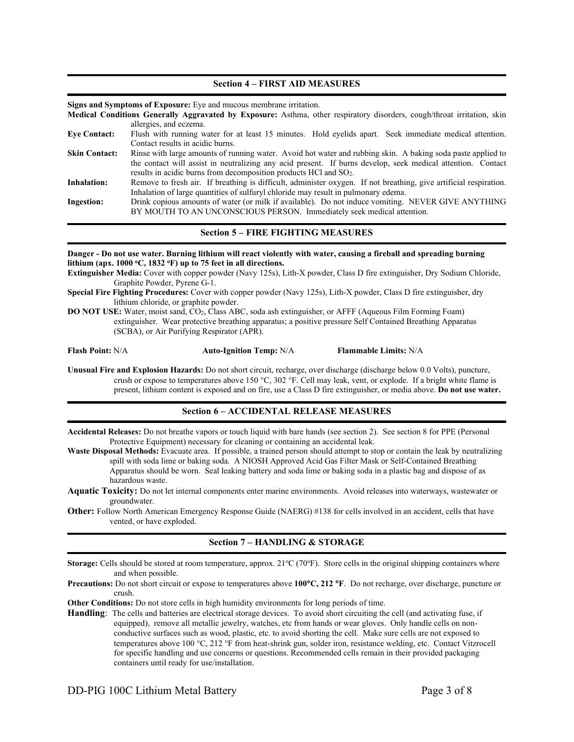## Section 4 – FIRST AID MEASURES

**Signs and Symptoms of Exposure:** Eye and mucous membrane irritation.

**Medical Conditions Generally Aggravated by Exposure:** Asthma, other respiratory disorders, cough/throat irritation, skin allergies, and eczema.

**Eye Contact:** Flush with running water for at least 15 minutes. Hold eyelids apart. Seek immediate medical attention. Contact results in acidic burns.

**Skin Contact:** Rinse with large amounts of running water. Avoid hot water and rubbing skin. A baking soda paste applied to the contact will assist in neutralizing any acid present. If burns develop, seek medical attention. Contact results in acidic burns from decomposition products HCl and $SO_2$.

**Inhalation:** Remove to fresh air. If breathing is difficult, administer oxygen. If not breathing, give artificial respiration. Inhalation of large quantities of sulfuryl chloride may result in pulmonary edema.

**Ingestion:** Drink copious amounts of water (or milk if available). Do not induce vomiting. NEVER GIVE ANYTHING BY MOUTH TO AN UNCONSCIOUS PERSON. Immediately seek medical attention.

## Section 5 – FIRE FIGHTING MEASURES

**Danger - Do not use water. Burning lithium will react violently with water, causing a fireball and spreading burning lithium (apx. 1000 ºC, 1832 ºF) up to 75 feet in all directions.**

**Extinguisher Media:** Cover with copper powder (Navy 125s), Lith-X powder, Class D fire extinguisher, Dry Sodium Chloride, Graphite Powder, Pyrene G-1.

**Special Fire Fighting Procedures:** Cover with copper powder (Navy 125s), Lith-X powder, Class D fire extinguisher, dry lithium chloride, or graphite powder.

**DO NOT USE:** Water, moist sand, $CO_2$, Class ABC, soda ash extinguisher, or AFFF (Aqueous Film Forming Foam) extinguisher. Wear protective breathing apparatus; a positive pressure Self Contained Breathing Apparatus (SCBA), or Air Purifying Respirator (APR).

**Flash Point:** N/A **Auto-Ignition Temp:** N/A **Flammable Limits:** N/A

**Unusual Fire and Explosion Hazards:** Do not short circuit, recharge, over discharge (discharge below 0.0 Volts), puncture, crush or expose to temperatures above 150 °C, 302 °F. Cell may leak, vent, or explode. If a bright white flame is present, lithium content is exposed and on fire, use a Class D fire extinguisher, or media above. **Do not use water.**

## Section 6 – ACCIDENTAL RELEASE MEASURES

**Accidental Releases:** Do not breathe vapors or touch liquid with bare hands (see section 2). See section 8 for PPE (Personal Protective Equipment) necessary for cleaning or containing an accidental leak.

**Waste Disposal Methods:** Evacuate area. If possible, a trained person should attempt to stop or contain the leak by neutralizing spill with soda lime or baking soda. A NIOSH Approved Acid Gas Filter Mask or Self-Contained Breathing Apparatus should be worn. Seal leaking battery and soda lime or baking soda in a plastic bag and dispose of as hazardous waste.

**Aquatic Toxicity:** Do not let internal components enter marine environments. Avoid releases into waterways, wastewater or groundwater.

**Other:** Follow North American Emergency Response Guide (NAERG) #138 for cells involved in an accident, cells that have vented, or have exploded.

## Section 7 – HANDLING & STORAGE

**Storage:** Cells should be stored at room temperature, approx. 21ºC (70ºF). Store cells in the original shipping containers where and when possible.

**Precautions:** Do not short circuit or expose to temperatures above **100°C, 212 °F**. Do not recharge, over discharge, puncture or crush.

**Other Conditions:** Do not store cells in high humidity environments for long periods of time.

**Handling**: The cells and batteries are electrical storage devices. To avoid short circuiting the cell (and activating fuse, if equipped), remove all metallic jewelry, watches, etc from hands or wear gloves. Only handle cells on non-conductive surfaces such as wood, plastic, etc. to avoid shorting the cell. Make sure cells are not exposed to temperatures above 100 °C, 212 °F from heat-shrink gun, solder iron, resistance welding, etc. Contact Vitzrocell for specific handling and use concerns or questions. Recommended cells remain in their provided packaging containers until ready for use/installation.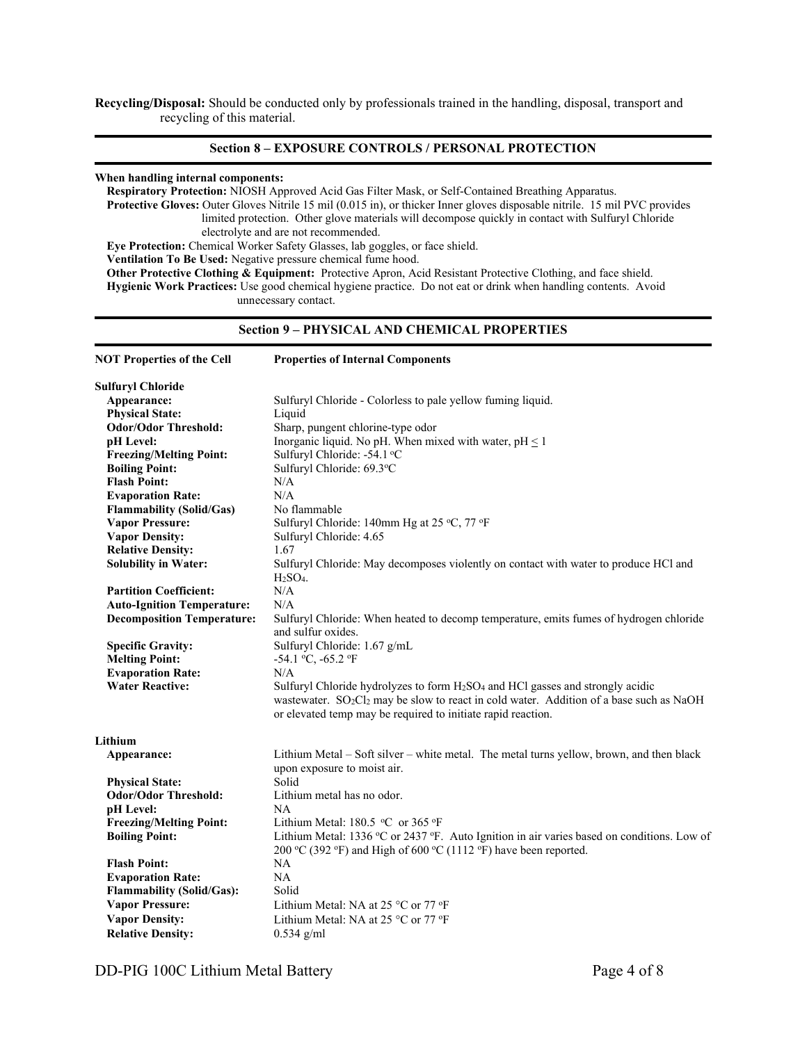**Recycling/Disposal:** Should be conducted only by professionals trained in the handling, disposal, transport and recycling of this material.

## Section 8 – EXPOSURE CONTROLS / PERSONAL PROTECTION

**When handling internal components:**

**Respiratory Protection:** NIOSH Approved Acid Gas Filter Mask, or Self-Contained Breathing Apparatus.

**Protective Gloves:** Outer Gloves Nitrile 15 mil (0.015 in), or thicker Inner gloves disposable nitrile. 15 mil PVC provides limited protection. Other glove materials will decompose quickly in contact with Sulfuryl Chloride electrolyte and are not recommended.

**Eye Protection:** Chemical Worker Safety Glasses, lab goggles, or face shield.

**Ventilation To Be Used:** Negative pressure chemical fume hood.

**Other Protective Clothing & Equipment:** Protective Apron, Acid Resistant Protective Clothing, and face shield.

**Hygienic Work Practices:** Use good chemical hygiene practice. Do not eat or drink when handling contents. Avoid unnecessary contact.

## Section 9 – PHYSICAL AND CHEMICAL PROPERTIES

| **NOT Properties of the Cell** | **Properties of Internal Components** |
|---|---|
| **Sulfuryl Chloride** | |
| **Appearance:** | Sulfuryl Chloride - Colorless to pale yellow fuming liquid. |
| **Physical State:** | Liquid |
| **Odor/Odor Threshold:** | Sharp, pungent chlorine-type odor |
| **pH Level:** | Inorganic liquid. No pH. When mixed with water, pH $\leq$ 1 |
| **Freezing/Melting Point:** | Sulfuryl Chloride: -54.1 °C |
| **Boiling Point:** | Sulfuryl Chloride: 69.3°C |
| **Flash Point:** | N/A |
| **Evaporation Rate:** | N/A |
| **Flammability (Solid/Gas)** | No flammable |
| **Vapor Pressure:** | Sulfuryl Chloride: 140mm Hg at 25 °C, 77 °F |
| **Vapor Density:** | Sulfuryl Chloride: 4.65 |
| **Relative Density:** | 1.67 |
| **Solubility in Water:** | Sulfuryl Chloride: May decomposes violently on contact with water to produce HCl and $H_2SO_4$. |
| **Partition Coefficient:** | N/A |
| **Auto-Ignition Temperature:** | N/A |
| **Decomposition Temperature:** | Sulfuryl Chloride: When heated to decomp temperature, emits fumes of hydrogen chloride and sulfur oxides. |
| **Specific Gravity:** | Sulfuryl Chloride: 1.67 g/mL |
| **Melting Point:** | -54.1 °C, -65.2 °F |
| **Evaporation Rate:** | N/A |
| **Water Reactive:** | Sulfuryl Chloride hydrolyzes to form $H_2SO_4$ and HCl gasses and strongly acidic wastewater. $SO_2Cl_2$ may be slow to react in cold water. Addition of a base such as NaOH or elevated temp may be required to initiate rapid reaction. |
| **Lithium** | |
| **Appearance:** | Lithium Metal – Soft silver – white metal. The metal turns yellow, brown, and then black upon exposure to moist air. |
| **Physical State:** | Solid |
| **Odor/Odor Threshold:** | Lithium metal has no odor. |
| **pH Level:** | NA |
| **Freezing/Melting Point:** | Lithium Metal: 180.5 °C or 365 °F |
| **Boiling Point:** | Lithium Metal: 1336 °C or 2437 °F. Auto Ignition in air varies based on conditions. Low of 200 °C (392 °F) and High of 600 °C (1112 °F) have been reported. |
| **Flash Point:** | NA |
| **Evaporation Rate:** | NA |
| **Flammability (Solid/Gas):** | Solid |
| **Vapor Pressure:** | Lithium Metal: NA at 25 °C or 77 °F |
| **Vapor Density:** | Lithium Metal: NA at 25 °C or 77 °F |
| **Relative Density:** | 0.534 g/ml |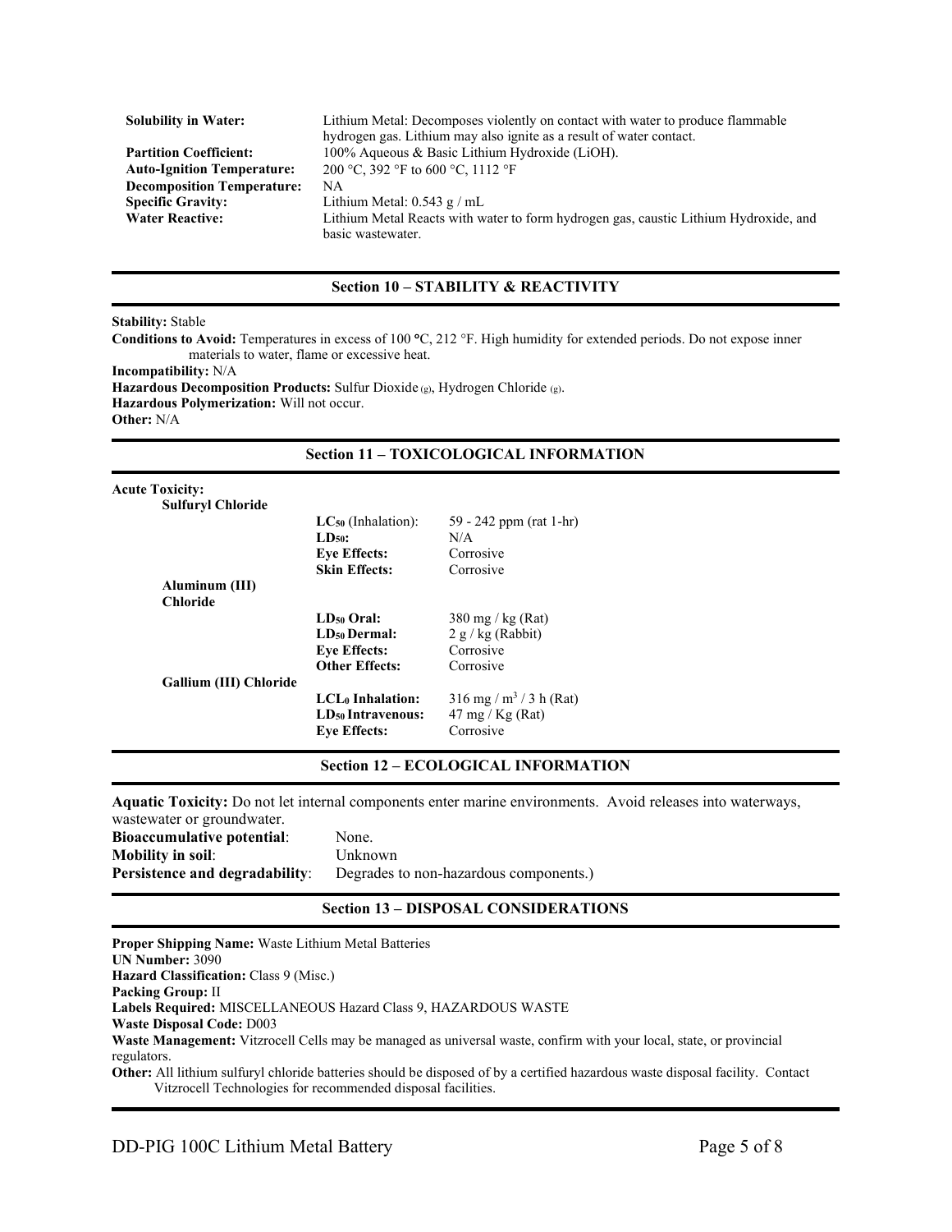| | |
|---|---|
| **Solubility in Water:** | Lithium Metal: Decomposes violently on contact with water to produce flammable hydrogen gas. Lithium may also ignite as a result of water contact. |
| **Partition Coefficient:** | 100% Aqueous & Basic Lithium Hydroxide (LiOH). |
| **Auto-Ignition Temperature:** | 200 °C, 392 °F to 600 °C, 1112 °F |
| **Decomposition Temperature:** | NA |
| **Specific Gravity:** | Lithium Metal: 0.543 g / mL |
| **Water Reactive:** | Lithium Metal Reacts with water to form hydrogen gas, caustic Lithium Hydroxide, and basic wastewater. |

## Section 10 – STABILITY & REACTIVITY

**Stability:** Stable

**Conditions to Avoid:** Temperatures in excess of 100 °C, 212 °F. High humidity for extended periods. Do not expose inner materials to water, flame or excessive heat.

**Incompatibility:** N/A

**Hazardous Decomposition Products:** Sulfur Dioxide $_{(g)}$, Hydrogen Chloride $_{(g)}$.

**Hazardous Polymerization:** Will not occur.

**Other:** N/A

## Section 11 – TOXICOLOGICAL INFORMATION

**Acute Toxicity:**

| Substance | Property | Value |
|---|---|---|
| **Sulfuryl Chloride** | **$LC_{50}$** (Inhalation): | 59 - 242 ppm (rat 1-hr) |
| | **$LD_{50}$:** | N/A |
| | **Eye Effects:** | Corrosive |
| | **Skin Effects:** | Corrosive |
| **Aluminum (III) Chloride** | **$LD_{50}$ Oral:** | 380 mg / kg (Rat) |
| | **$LD_{50}$ Dermal:** | 2 g / kg (Rabbit) |
| | **Eye Effects:** | Corrosive |
| | **Other Effects:** | Corrosive |
| **Gallium (III) Chloride** | **$LCL_0$ Inhalation:** | 316 mg / $m^3$ / 3 h (Rat) |
| | **$LD_{50}$ Intravenous:** | 47 mg / Kg (Rat) |
| | **Eye Effects:** | Corrosive |

## Section 12 – ECOLOGICAL INFORMATION

**Aquatic Toxicity:** Do not let internal components enter marine environments. Avoid releases into waterways, wastewater or groundwater.

| | |
|---|---|
| **Bioaccumulative potential**: | None. |
| **Mobility in soil**: | Unknown |
| **Persistence and degradability**: | Degrades to non-hazardous components.) |

## Section 13 – DISPOSAL CONSIDERATIONS

**Proper Shipping Name:** Waste Lithium Metal Batteries

**UN Number:** 3090

**Hazard Classification:** Class 9 (Misc.)

**Packing Group:** II

**Labels Required:** MISCELLANEOUS Hazard Class 9, HAZARDOUS WASTE

**Waste Disposal Code:** D003

**Waste Management:** Vitzrocell Cells may be managed as universal waste, confirm with your local, state, or provincial regulators.

**Other:** All lithium sulfuryl chloride batteries should be disposed of by a certified hazardous waste disposal facility. Contact Vitzrocell Technologies for recommended disposal facilities.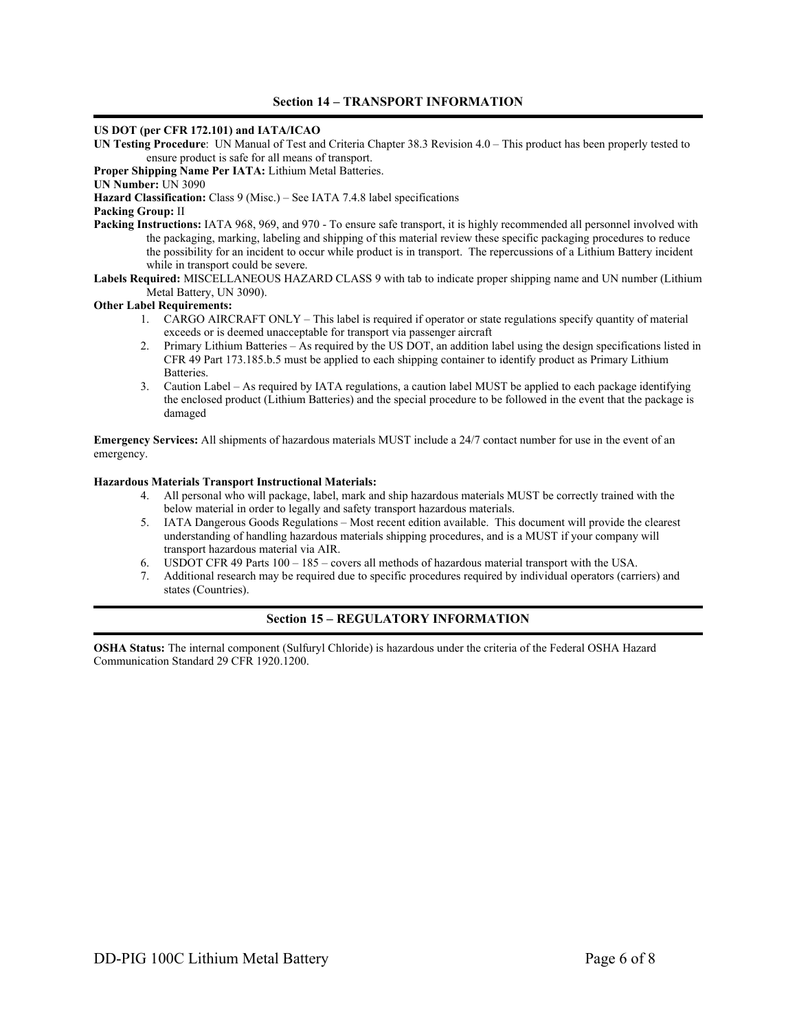## Section 14 – TRANSPORT INFORMATION

**US DOT (per CFR 172.101) and IATA/ICAO**

**UN Testing Procedure**: UN Manual of Test and Criteria Chapter 38.3 Revision 4.0 – This product has been properly tested to ensure product is safe for all means of transport.

**Proper Shipping Name Per IATA:** Lithium Metal Batteries.

**UN Number:** UN 3090

**Hazard Classification:** Class 9 (Misc.) – See IATA 7.4.8 label specifications

**Packing Group:** II

**Packing Instructions:** IATA 968, 969, and 970 - To ensure safe transport, it is highly recommended all personnel involved with the packaging, marking, labeling and shipping of this material review these specific packaging procedures to reduce the possibility for an incident to occur while product is in transport. The repercussions of a Lithium Battery incident while in transport could be severe.

**Labels Required:** MISCELLANEOUS HAZARD CLASS 9 with tab to indicate proper shipping name and UN number (Lithium Metal Battery, UN 3090).

**Other Label Requirements:**

1. CARGO AIRCRAFT ONLY – This label is required if operator or state regulations specify quantity of material exceeds or is deemed unacceptable for transport via passenger aircraft
2. Primary Lithium Batteries – As required by the US DOT, an addition label using the design specifications listed in CFR 49 Part 173.185.b.5 must be applied to each shipping container to identify product as Primary Lithium Batteries.
3. Caution Label – As required by IATA regulations, a caution label MUST be applied to each package identifying the enclosed product (Lithium Batteries) and the special procedure to be followed in the event that the package is damaged

**Emergency Services:** All shipments of hazardous materials MUST include a 24/7 contact number for use in the event of an emergency.

**Hazardous Materials Transport Instructional Materials:**

4. All personal who will package, label, mark and ship hazardous materials MUST be correctly trained with the below material in order to legally and safety transport hazardous materials.
5. IATA Dangerous Goods Regulations – Most recent edition available. This document will provide the clearest understanding of handling hazardous materials shipping procedures, and is a MUST if your company will transport hazardous material via AIR.
6. USDOT CFR 49 Parts 100 – 185 – covers all methods of hazardous material transport with the USA.
7. Additional research may be required due to specific procedures required by individual operators (carriers) and states (Countries).

## Section 15 – REGULATORY INFORMATION

**OSHA Status:** The internal component (Sulfuryl Chloride) is hazardous under the criteria of the Federal OSHA Hazard Communication Standard 29 CFR 1920.1200.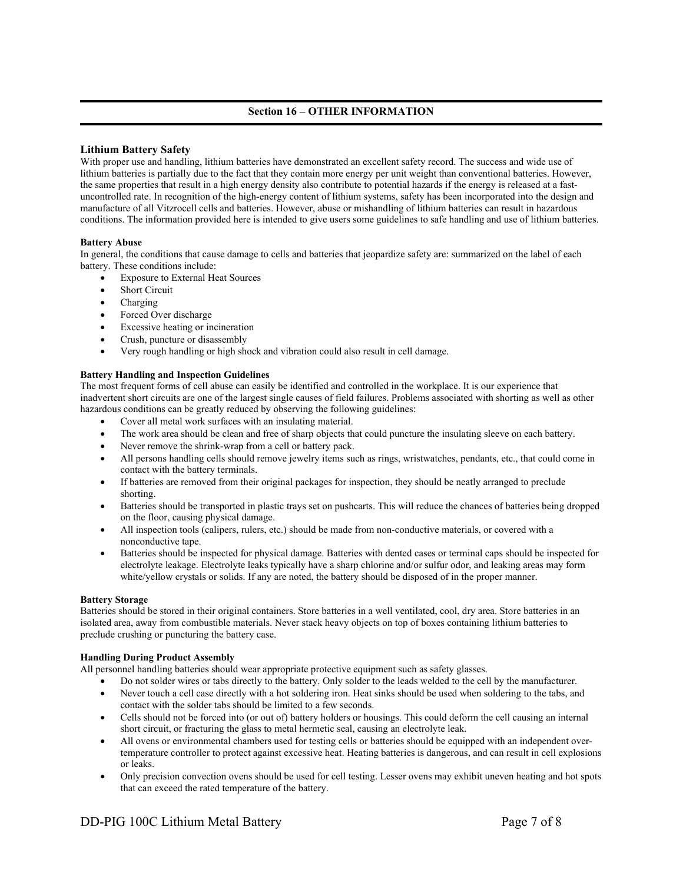## Section 16 – OTHER INFORMATION

### Lithium Battery Safety

With proper use and handling, lithium batteries have demonstrated an excellent safety record. The success and wide use of lithium batteries is partially due to the fact that they contain more energy per unit weight than conventional batteries. However, the same properties that result in a high energy density also contribute to potential hazards if the energy is released at a fast-uncontrolled rate. In recognition of the high-energy content of lithium systems, safety has been incorporated into the design and manufacture of all Vitzrocell cells and batteries. However, abuse or mishandling of lithium batteries can result in hazardous conditions. The information provided here is intended to give users some guidelines to safe handling and use of lithium batteries.

**Battery Abuse**

In general, the conditions that cause damage to cells and batteries that jeopardize safety are: summarized on the label of each battery. These conditions include:

- Exposure to External Heat Sources
- Short Circuit
- Charging
- Forced Over discharge
- Excessive heating or incineration
- Crush, puncture or disassembly
- Very rough handling or high shock and vibration could also result in cell damage.

**Battery Handling and Inspection Guidelines**

The most frequent forms of cell abuse can easily be identified and controlled in the workplace. It is our experience that inadvertent short circuits are one of the largest single causes of field failures. Problems associated with shorting as well as other hazardous conditions can be greatly reduced by observing the following guidelines:

- Cover all metal work surfaces with an insulating material.
- The work area should be clean and free of sharp objects that could puncture the insulating sleeve on each battery.
- Never remove the shrink-wrap from a cell or battery pack.
- All persons handling cells should remove jewelry items such as rings, wristwatches, pendants, etc., that could come in contact with the battery terminals.
- If batteries are removed from their original packages for inspection, they should be neatly arranged to preclude shorting.
- Batteries should be transported in plastic trays set on pushcarts. This will reduce the chances of batteries being dropped on the floor, causing physical damage.
- All inspection tools (calipers, rulers, etc.) should be made from non-conductive materials, or covered with a nonconductive tape.
- Batteries should be inspected for physical damage. Batteries with dented cases or terminal caps should be inspected for electrolyte leakage. Electrolyte leaks typically have a sharp chlorine and/or sulfur odor, and leaking areas may form white/yellow crystals or solids. If any are noted, the battery should be disposed of in the proper manner.

**Battery Storage**

Batteries should be stored in their original containers. Store batteries in a well ventilated, cool, dry area. Store batteries in an isolated area, away from combustible materials. Never stack heavy objects on top of boxes containing lithium batteries to preclude crushing or puncturing the battery case.

**Handling During Product Assembly**

All personnel handling batteries should wear appropriate protective equipment such as safety glasses.

- Do not solder wires or tabs directly to the battery. Only solder to the leads welded to the cell by the manufacturer.
- Never touch a cell case directly with a hot soldering iron. Heat sinks should be used when soldering to the tabs, and contact with the solder tabs should be limited to a few seconds.
- Cells should not be forced into (or out of) battery holders or housings. This could deform the cell causing an internal short circuit, or fracturing the glass to metal hermetic seal, causing an electrolyte leak.
- All ovens or environmental chambers used for testing cells or batteries should be equipped with an independent over-temperature controller to protect against excessive heat. Heating batteries is dangerous, and can result in cell explosions or leaks.
- Only precision convection ovens should be used for cell testing. Lesser ovens may exhibit uneven heating and hot spots that can exceed the rated temperature of the battery.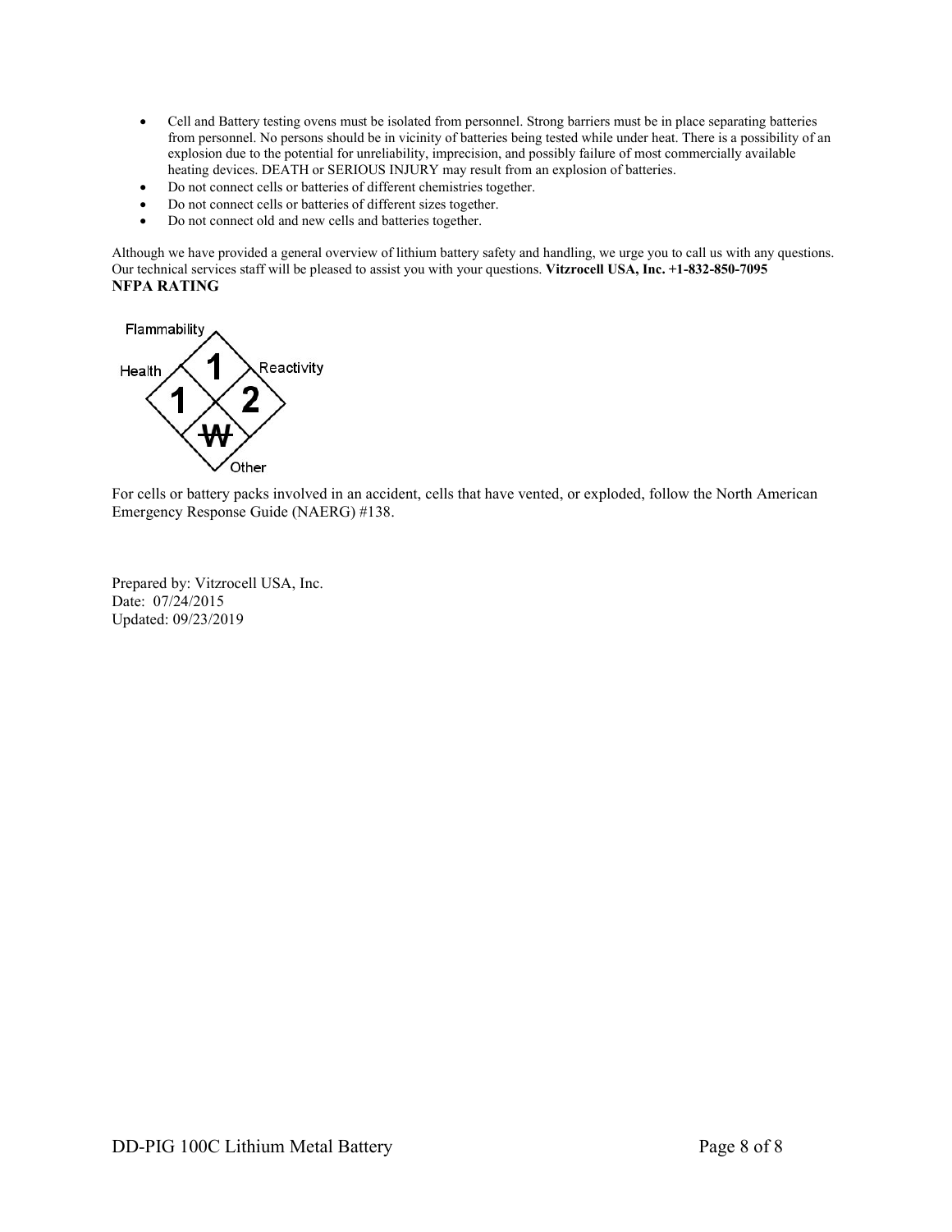- Cell and Battery testing ovens must be isolated from personnel. Strong barriers must be in place separating batteries from personnel. No persons should be in vicinity of batteries being tested while under heat. There is a possibility of an explosion due to the potential for unreliability, imprecision, and possibly failure of most commercially available heating devices. DEATH or SERIOUS INJURY may result from an explosion of batteries.
- Do not connect cells or batteries of different chemistries together.
- Do not connect cells or batteries of different sizes together.
- Do not connect old and new cells and batteries together.

Although we have provided a general overview of lithium battery safety and handling, we urge you to call us with any questions. Our technical services staff will be pleased to assist you with your questions. **Vitzrocell USA, Inc. +1-832-850-7095**

**NFPA RATING**

Flammability
1

Health
1

Reactivity
2

Other
W (struck through)

For cells or battery packs involved in an accident, cells that have vented, or exploded, follow the North American Emergency Response Guide (NAERG) #138.

Prepared by: Vitzrocell USA, Inc.
Date: 07/24/2015
Updated: 09/23/2019